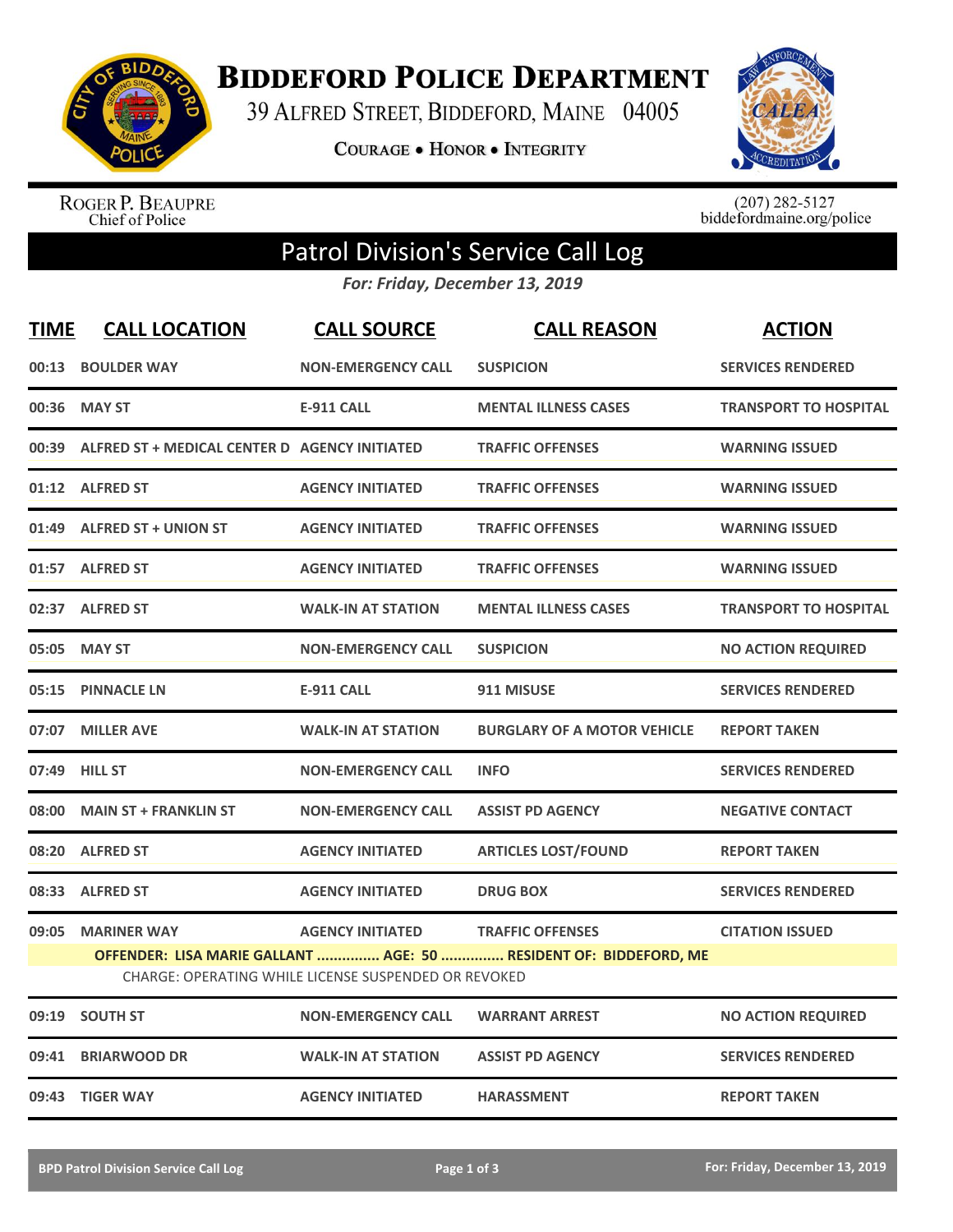# BIDDEFORD POLICE DEPARTMENT

39 ALFRED STREET, BIDDEFORD, MAINE 04005

COURAGE • HONOR • INTEGRITY

ROGER P. BEAUPRE
Chief of Police

(207) 282-5127
biddefordmaine.org/police

## Patrol Division's Service Call Log

*For: Friday, December 13, 2019*

| TIME | CALL LOCATION | CALL SOURCE | CALL REASON | ACTION |
|---|---|---|---|---|
| 00:13 | BOULDER WAY | NON-EMERGENCY CALL | SUSPICION | SERVICES RENDERED |
| 00:36 | MAY ST | E-911 CALL | MENTAL ILLNESS CASES | TRANSPORT TO HOSPITAL |
| 00:39 | ALFRED ST + MEDICAL CENTER D | AGENCY INITIATED | TRAFFIC OFFENSES | WARNING ISSUED |
| 01:12 | ALFRED ST | AGENCY INITIATED | TRAFFIC OFFENSES | WARNING ISSUED |
| 01:49 | ALFRED ST + UNION ST | AGENCY INITIATED | TRAFFIC OFFENSES | WARNING ISSUED |
| 01:57 | ALFRED ST | AGENCY INITIATED | TRAFFIC OFFENSES | WARNING ISSUED |
| 02:37 | ALFRED ST | WALK-IN AT STATION | MENTAL ILLNESS CASES | TRANSPORT TO HOSPITAL |
| 05:05 | MAY ST | NON-EMERGENCY CALL | SUSPICION | NO ACTION REQUIRED |
| 05:15 | PINNACLE LN | E-911 CALL | 911 MISUSE | SERVICES RENDERED |
| 07:07 | MILLER AVE | WALK-IN AT STATION | BURGLARY OF A MOTOR VEHICLE | REPORT TAKEN |
| 07:49 | HILL ST | NON-EMERGENCY CALL | INFO | SERVICES RENDERED |
| 08:00 | MAIN ST + FRANKLIN ST | NON-EMERGENCY CALL | ASSIST PD AGENCY | NEGATIVE CONTACT |
| 08:20 | ALFRED ST | AGENCY INITIATED | ARTICLES LOST/FOUND | REPORT TAKEN |
| 08:33 | ALFRED ST | AGENCY INITIATED | DRUG BOX | SERVICES RENDERED |
| 09:05 | MARINER WAY | AGENCY INITIATED | TRAFFIC OFFENSES | CITATION ISSUED |

**OFFENDER: LISA MARIE GALLANT ............... AGE: 50 ............... RESIDENT OF: BIDDEFORD, ME**

CHARGE: OPERATING WHILE LICENSE SUSPENDED OR REVOKED

| TIME | CALL LOCATION | CALL SOURCE | CALL REASON | ACTION |
|---|---|---|---|---|
| 09:19 | SOUTH ST | NON-EMERGENCY CALL | WARRANT ARREST | NO ACTION REQUIRED |
| 09:41 | BRIARWOOD DR | WALK-IN AT STATION | ASSIST PD AGENCY | SERVICES RENDERED |
| 09:43 | TIGER WAY | AGENCY INITIATED | HARASSMENT | REPORT TAKEN |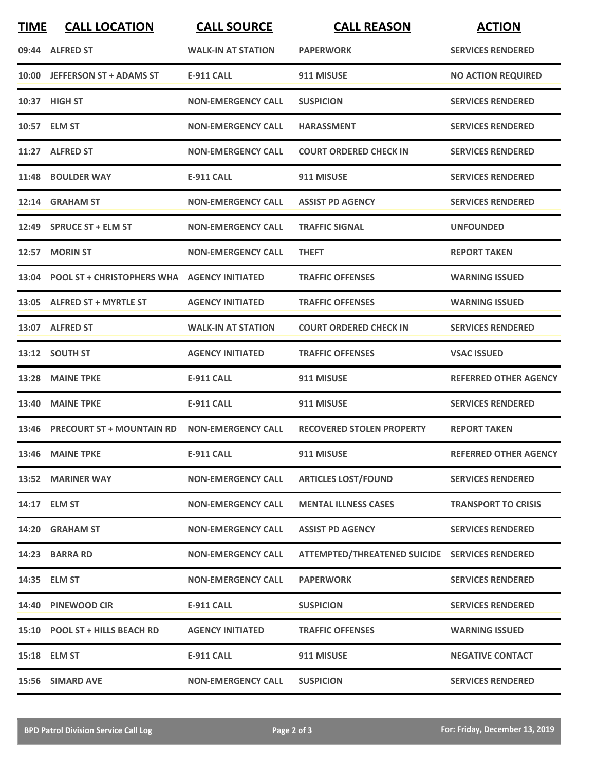| TIME | CALL LOCATION | CALL SOURCE | CALL REASON | ACTION |
|---|---|---|---|---|
| 09:44 | ALFRED ST | WALK-IN AT STATION | PAPERWORK | SERVICES RENDERED |
| 10:00 | JEFFERSON ST + ADAMS ST | E-911 CALL | 911 MISUSE | NO ACTION REQUIRED |
| 10:37 | HIGH ST | NON-EMERGENCY CALL | SUSPICION | SERVICES RENDERED |
| 10:57 | ELM ST | NON-EMERGENCY CALL | HARASSMENT | SERVICES RENDERED |
| 11:27 | ALFRED ST | NON-EMERGENCY CALL | COURT ORDERED CHECK IN | SERVICES RENDERED |
| 11:48 | BOULDER WAY | E-911 CALL | 911 MISUSE | SERVICES RENDERED |
| 12:14 | GRAHAM ST | NON-EMERGENCY CALL | ASSIST PD AGENCY | SERVICES RENDERED |
| 12:49 | SPRUCE ST + ELM ST | NON-EMERGENCY CALL | TRAFFIC SIGNAL | UNFOUNDED |
| 12:57 | MORIN ST | NON-EMERGENCY CALL | THEFT | REPORT TAKEN |
| 13:04 | POOL ST + CHRISTOPHERS WHA | AGENCY INITIATED | TRAFFIC OFFENSES | WARNING ISSUED |
| 13:05 | ALFRED ST + MYRTLE ST | AGENCY INITIATED | TRAFFIC OFFENSES | WARNING ISSUED |
| 13:07 | ALFRED ST | WALK-IN AT STATION | COURT ORDERED CHECK IN | SERVICES RENDERED |
| 13:12 | SOUTH ST | AGENCY INITIATED | TRAFFIC OFFENSES | VSAC ISSUED |
| 13:28 | MAINE TPKE | E-911 CALL | 911 MISUSE | REFERRED OTHER AGENCY |
| 13:40 | MAINE TPKE | E-911 CALL | 911 MISUSE | SERVICES RENDERED |
| 13:46 | PRECOURT ST + MOUNTAIN RD | NON-EMERGENCY CALL | RECOVERED STOLEN PROPERTY | REPORT TAKEN |
| 13:46 | MAINE TPKE | E-911 CALL | 911 MISUSE | REFERRED OTHER AGENCY |
| 13:52 | MARINER WAY | NON-EMERGENCY CALL | ARTICLES LOST/FOUND | SERVICES RENDERED |
| 14:17 | ELM ST | NON-EMERGENCY CALL | MENTAL ILLNESS CASES | TRANSPORT TO CRISIS |
| 14:20 | GRAHAM ST | NON-EMERGENCY CALL | ASSIST PD AGENCY | SERVICES RENDERED |
| 14:23 | BARRA RD | NON-EMERGENCY CALL | ATTEMPTED/THREATENED SUICIDE | SERVICES RENDERED |
| 14:35 | ELM ST | NON-EMERGENCY CALL | PAPERWORK | SERVICES RENDERED |
| 14:40 | PINEWOOD CIR | E-911 CALL | SUSPICION | SERVICES RENDERED |
| 15:10 | POOL ST + HILLS BEACH RD | AGENCY INITIATED | TRAFFIC OFFENSES | WARNING ISSUED |
| 15:18 | ELM ST | E-911 CALL | 911 MISUSE | NEGATIVE CONTACT |
| 15:56 | SIMARD AVE | NON-EMERGENCY CALL | SUSPICION | SERVICES RENDERED |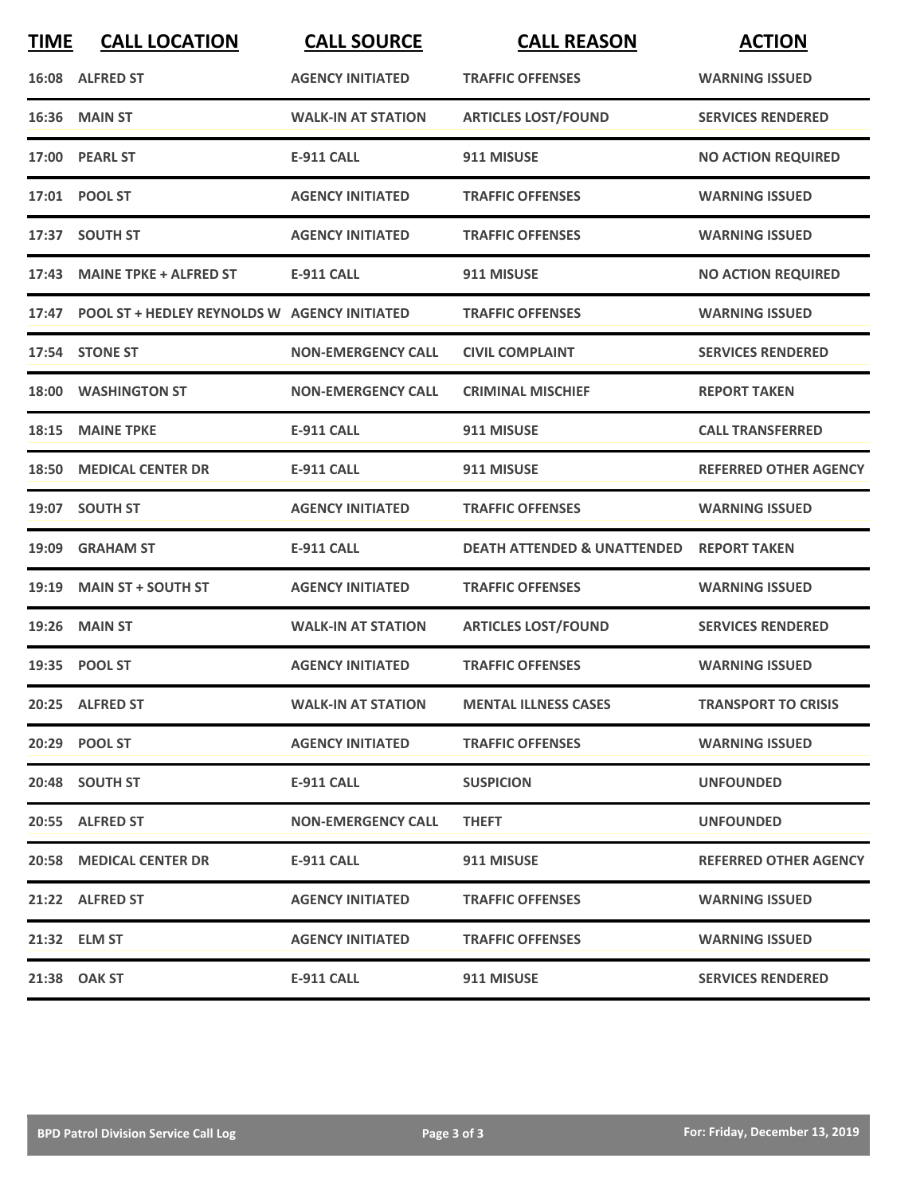| TIME | CALL LOCATION | CALL SOURCE | CALL REASON | ACTION |
| --- | --- | --- | --- | --- |
| 16:08 | ALFRED ST | AGENCY INITIATED | TRAFFIC OFFENSES | WARNING ISSUED |
| 16:36 | MAIN ST | WALK-IN AT STATION | ARTICLES LOST/FOUND | SERVICES RENDERED |
| 17:00 | PEARL ST | E-911 CALL | 911 MISUSE | NO ACTION REQUIRED |
| 17:01 | POOL ST | AGENCY INITIATED | TRAFFIC OFFENSES | WARNING ISSUED |
| 17:37 | SOUTH ST | AGENCY INITIATED | TRAFFIC OFFENSES | WARNING ISSUED |
| 17:43 | MAINE TPKE + ALFRED ST | E-911 CALL | 911 MISUSE | NO ACTION REQUIRED |
| 17:47 | POOL ST + HEDLEY REYNOLDS W | AGENCY INITIATED | TRAFFIC OFFENSES | WARNING ISSUED |
| 17:54 | STONE ST | NON-EMERGENCY CALL | CIVIL COMPLAINT | SERVICES RENDERED |
| 18:00 | WASHINGTON ST | NON-EMERGENCY CALL | CRIMINAL MISCHIEF | REPORT TAKEN |
| 18:15 | MAINE TPKE | E-911 CALL | 911 MISUSE | CALL TRANSFERRED |
| 18:50 | MEDICAL CENTER DR | E-911 CALL | 911 MISUSE | REFERRED OTHER AGENCY |
| 19:07 | SOUTH ST | AGENCY INITIATED | TRAFFIC OFFENSES | WARNING ISSUED |
| 19:09 | GRAHAM ST | E-911 CALL | DEATH ATTENDED & UNATTENDED | REPORT TAKEN |
| 19:19 | MAIN ST + SOUTH ST | AGENCY INITIATED | TRAFFIC OFFENSES | WARNING ISSUED |
| 19:26 | MAIN ST | WALK-IN AT STATION | ARTICLES LOST/FOUND | SERVICES RENDERED |
| 19:35 | POOL ST | AGENCY INITIATED | TRAFFIC OFFENSES | WARNING ISSUED |
| 20:25 | ALFRED ST | WALK-IN AT STATION | MENTAL ILLNESS CASES | TRANSPORT TO CRISIS |
| 20:29 | POOL ST | AGENCY INITIATED | TRAFFIC OFFENSES | WARNING ISSUED |
| 20:48 | SOUTH ST | E-911 CALL | SUSPICION | UNFOUNDED |
| 20:55 | ALFRED ST | NON-EMERGENCY CALL | THEFT | UNFOUNDED |
| 20:58 | MEDICAL CENTER DR | E-911 CALL | 911 MISUSE | REFERRED OTHER AGENCY |
| 21:22 | ALFRED ST | AGENCY INITIATED | TRAFFIC OFFENSES | WARNING ISSUED |
| 21:32 | ELM ST | AGENCY INITIATED | TRAFFIC OFFENSES | WARNING ISSUED |
| 21:38 | OAK ST | E-911 CALL | 911 MISUSE | SERVICES RENDERED |